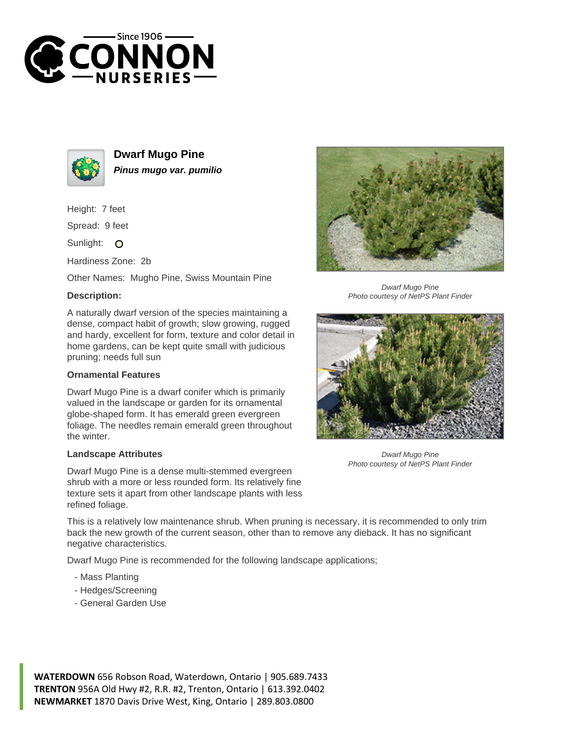# Dwarf Mugo Pine

***Pinus mugo var. pumilio***

Height: 7 feet

Spread: 9 feet

Sunlight: O

Hardiness Zone: 2b

Other Names: Mugho Pine, Swiss Mountain Pine

**Description:**

A naturally dwarf version of the species maintaining a dense, compact habit of growth; slow growing, rugged and hardy, excellent for form, texture and color detail in home gardens, can be kept quite small with judicious pruning; needs full sun

**Ornamental Features**

Dwarf Mugo Pine is a dwarf conifer which is primarily valued in the landscape or garden for its ornamental globe-shaped form. It has emerald green evergreen foliage. The needles remain emerald green throughout the winter.

**Landscape Attributes**

Dwarf Mugo Pine is a dense multi-stemmed evergreen shrub with a more or less rounded form. Its relatively fine texture sets it apart from other landscape plants with less refined foliage.

This is a relatively low maintenance shrub. When pruning is necessary, it is recommended to only trim back the new growth of the current season, other than to remove any dieback. It has no significant negative characteristics.

Dwarf Mugo Pine is recommended for the following landscape applications;

- Mass Planting
- Hedges/Screening
- General Garden Use

*Dwarf Mugo Pine*
*Photo courtesy of NetPS Plant Finder*

*Dwarf Mugo Pine*
*Photo courtesy of NetPS Plant Finder*

**WATERDOWN** 656 Robson Road, Waterdown, Ontario | 905.689.7433
**TRENTON** 956A Old Hwy #2, R.R. #2, Trenton, Ontario | 613.392.0402
**NEWMARKET** 1870 Davis Drive West, King, Ontario | 289.803.0800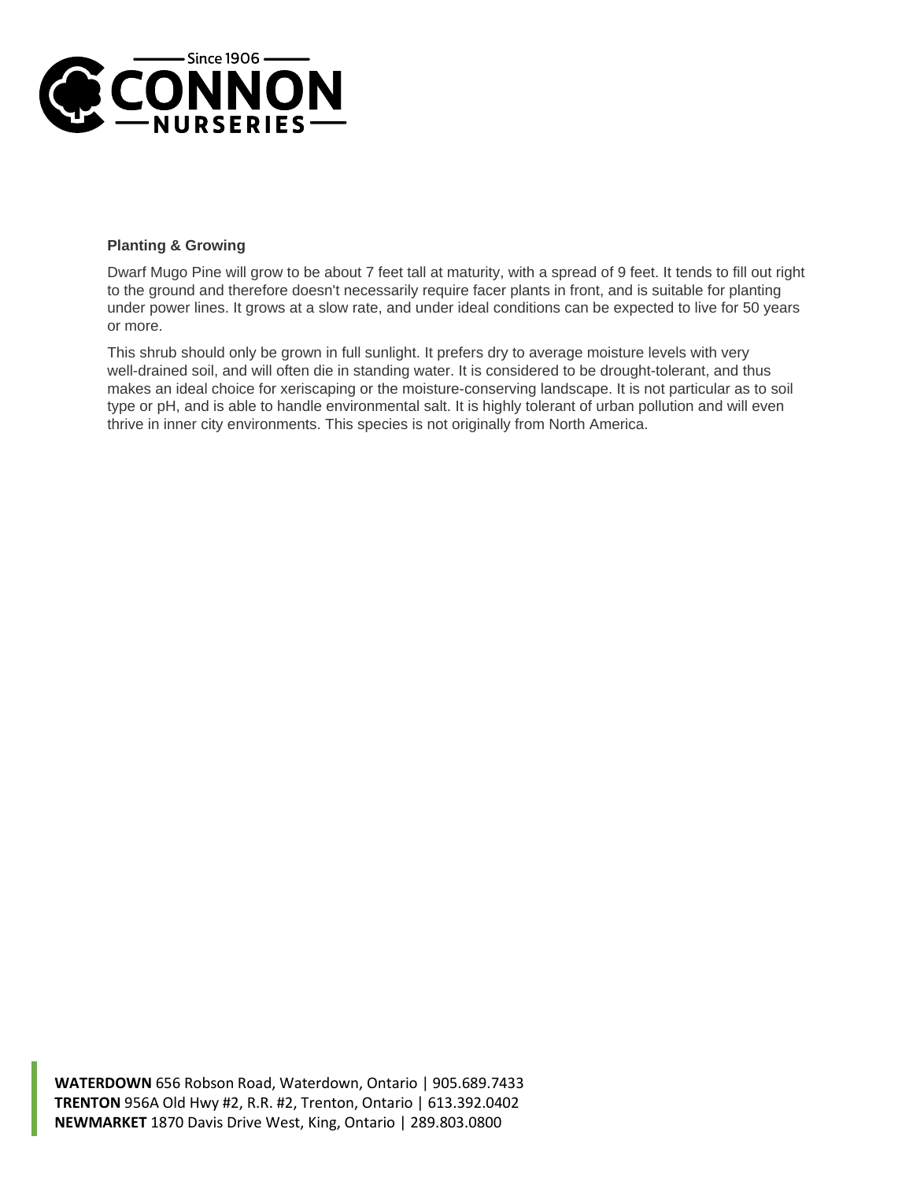### Planting & Growing

Dwarf Mugo Pine will grow to be about 7 feet tall at maturity, with a spread of 9 feet. It tends to fill out right to the ground and therefore doesn't necessarily require facer plants in front, and is suitable for planting under power lines. It grows at a slow rate, and under ideal conditions can be expected to live for 50 years or more.

This shrub should only be grown in full sunlight. It prefers dry to average moisture levels with very well-drained soil, and will often die in standing water. It is considered to be drought-tolerant, and thus makes an ideal choice for xeriscaping or the moisture-conserving landscape. It is not particular as to soil type or pH, and is able to handle environmental salt. It is highly tolerant of urban pollution and will even thrive in inner city environments. This species is not originally from North America.